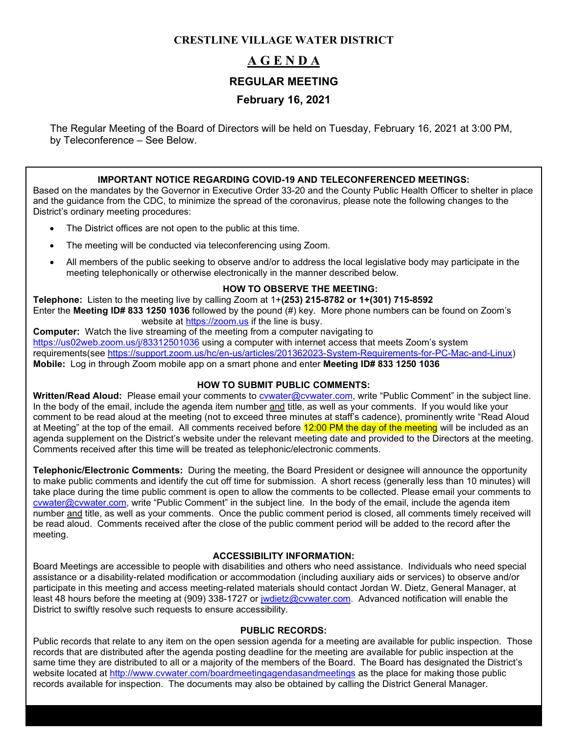**CRESTLINE VILLAGE WATER DISTRICT**

# A G E N D A

## REGULAR MEETING

### February 16, 2021

The Regular Meeting of the Board of Directors will be held on Tuesday, February 16, 2021 at 3:00 PM, by Teleconference – See Below.

**IMPORTANT NOTICE REGARDING COVID-19 AND TELECONFERENCED MEETINGS:**

Based on the mandates by the Governor in Executive Order 33-20 and the County Public Health Officer to shelter in place and the guidance from the CDC, to minimize the spread of the coronavirus, please note the following changes to the District's ordinary meeting procedures:

- The District offices are not open to the public at this time.
- The meeting will be conducted via teleconferencing using Zoom.
- All members of the public seeking to observe and/or to address the local legislative body may participate in the meeting telephonically or otherwise electronically in the manner described below.

**HOW TO OBSERVE THE MEETING:**

**Telephone:** Listen to the meeting live by calling Zoom at 1+**(253) 215-8782 or 1+(301) 715-8592**
Enter the **Meeting ID# 833 1250 1036** followed by the pound (#) key. More phone numbers can be found on Zoom's website at https://zoom.us if the line is busy.
**Computer:** Watch the live streaming of the meeting from a computer navigating to https://us02web.zoom.us/j/83312501036 using a computer with internet access that meets Zoom's system requirements(see https://support.zoom.us/hc/en-us/articles/201362023-System-Requirements-for-PC-Mac-and-Linux)
**Mobile:** Log in through Zoom mobile app on a smart phone and enter **Meeting ID# 833 1250 1036**

**HOW TO SUBMIT PUBLIC COMMENTS:**

**Written/Read Aloud:** Please email your comments to cvwater@cvwater.com, write "Public Comment" in the subject line. In the body of the email, include the agenda item number and title, as well as your comments. If you would like your comment to be read aloud at the meeting (not to exceed three minutes at staff's cadence), prominently write "Read Aloud at Meeting" at the top of the email. All comments received before 12:00 PM the day of the meeting will be included as an agenda supplement on the District's website under the relevant meeting date and provided to the Directors at the meeting. Comments received after this time will be treated as telephonic/electronic comments.

**Telephonic/Electronic Comments:** During the meeting, the Board President or designee will announce the opportunity to make public comments and identify the cut off time for submission. A short recess (generally less than 10 minutes) will take place during the time public comment is open to allow the comments to be collected. Please email your comments to cvwater@cvwater.com, write "Public Comment" in the subject line. In the body of the email, include the agenda item number and title, as well as your comments. Once the public comment period is closed, all comments timely received will be read aloud. Comments received after the close of the public comment period will be added to the record after the meeting.

**ACCESSIBILITY INFORMATION:**

Board Meetings are accessible to people with disabilities and others who need assistance. Individuals who need special assistance or a disability-related modification or accommodation (including auxiliary aids or services) to observe and/or participate in this meeting and access meeting-related materials should contact Jordan W. Dietz, General Manager, at least 48 hours before the meeting at (909) 338-1727 or jwdietz@cvwater.com. Advanced notification will enable the District to swiftly resolve such requests to ensure accessibility.

**PUBLIC RECORDS:**

Public records that relate to any item on the open session agenda for a meeting are available for public inspection. Those records that are distributed after the agenda posting deadline for the meeting are available for public inspection at the same time they are distributed to all or a majority of the members of the Board. The Board has designated the District's website located at http://www.cvwater.com/boardmeetingagendasandmeetings as the place for making those public records available for inspection. The documents may also be obtained by calling the District General Manager.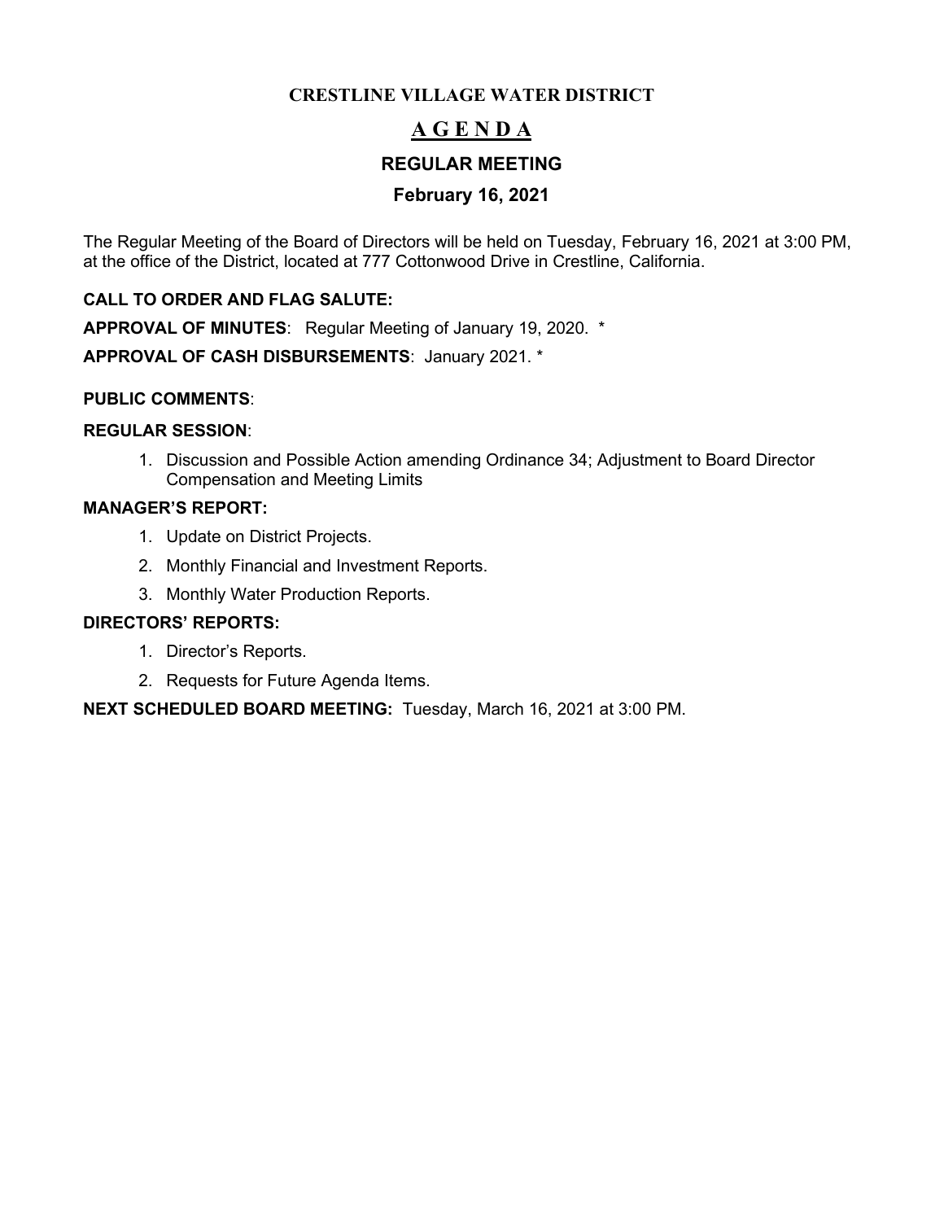# CRESTLINE VILLAGE WATER DISTRICT

## A G E N D A

## REGULAR MEETING

## February 16, 2021

The Regular Meeting of the Board of Directors will be held on Tuesday, February 16, 2021 at 3:00 PM, at the office of the District, located at 777 Cottonwood Drive in Crestline, California.

**CALL TO ORDER AND FLAG SALUTE:**

**APPROVAL OF MINUTES**: Regular Meeting of January 19, 2020. *

**APPROVAL OF CASH DISBURSEMENTS**: January 2021. *

**PUBLIC COMMENTS**:

**REGULAR SESSION**:

1. Discussion and Possible Action amending Ordinance 34; Adjustment to Board Director Compensation and Meeting Limits

**MANAGER'S REPORT:**

1. Update on District Projects.
2. Monthly Financial and Investment Reports.
3. Monthly Water Production Reports.

**DIRECTORS' REPORTS:**

1. Director's Reports.
2. Requests for Future Agenda Items.

**NEXT SCHEDULED BOARD MEETING:** Tuesday, March 16, 2021 at 3:00 PM.